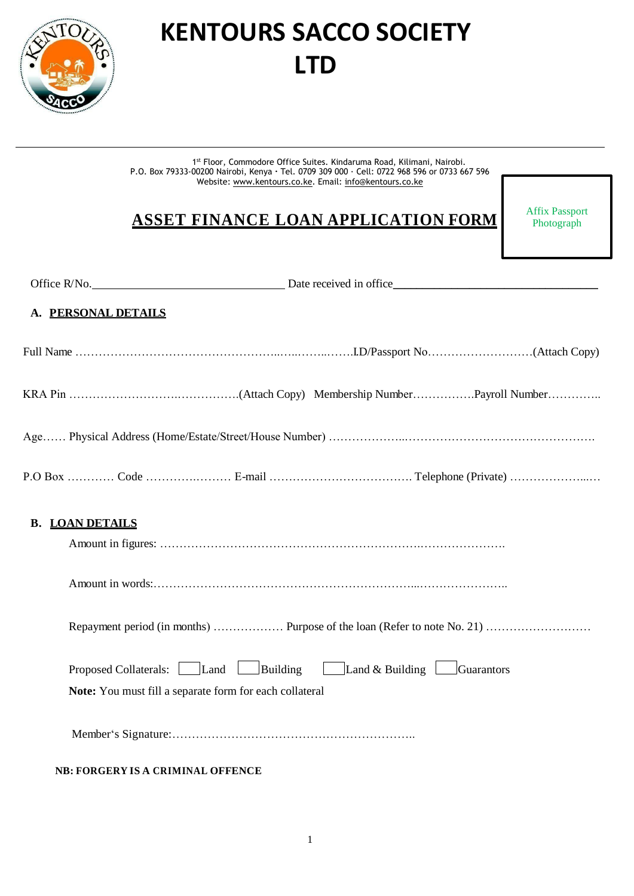# KENTOURS SACCO SOCIETY LTD

1st Floor, Commodore Office Suites. Kindaruma Road, Kilimani, Nairobi.
P.O. Box 79333-00200 Nairobi, Kenya · Tel. 0709 309 000 · Cell: 0722 968 596 or 0733 667 596
Website: www.kentours.co.ke. Email: info@kentours.co.ke

## ASSET FINANCE LOAN APPLICATION FORM

Affix Passport Photograph

Office R/No.________________________________ Date received in office___________________________________

### A. PERSONAL DETAILS

Full Name ………………………………………………..…..……..…….I.D/Passport No………………………(Attach Copy)

KRA Pin ……………………….…………….(Attach Copy) Membership Number…………….Payroll Number…………..

Age…… Physical Address (Home/Estate/Street/House Number) ………………..………………………….……………….

P.O Box ………… Code ……….……… E-mail ……………….……………… Telephone (Private) ………………..…

### B. LOAN DETAILS

Amount in figures: …………………………………………………………….………………….

Amount in words:…………………………………………………………...…………………..

Repayment period (in months) ……………… Purpose of the loan (Refer to note No. 21) ………………………

Proposed Collaterals: ☐ Land ☐ Building ☐ Land & Building ☐ Guarantors

**Note:** You must fill a separate form for each collateral

Member's Signature:……………………………………………………..

**NB: FORGERY IS A CRIMINAL OFFENCE**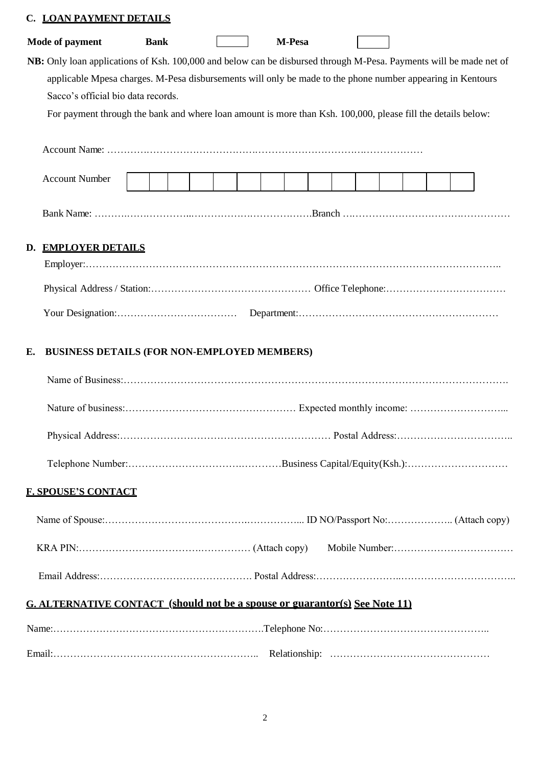## C. LOAN PAYMENT DETAILS

**Mode of payment** **Bank** ☐ **M-Pesa** ☐

**NB:** Only loan applications of Ksh. 100,000 and below can be disbursed through M-Pesa. Payments will be made net of applicable Mpesa charges. M-Pesa disbursements will only be made to the phone number appearing in Kentours Sacco's official bio data records.

For payment through the bank and where loan amount is more than Ksh. 100,000, please fill the details below:

Account Name: ………………………………………………………………………………………

| Account Number | | | | | | | | | | | | | | | |
|---|---|---|---|---|---|---|---|---|---|---|---|---|---|---|---|

Bank Name: ………………………………………………………………Branch ……………………………………………

## D. EMPLOYER DETAILS

Employer:……………………………………………………………………………………………………………..

Physical Address / Station:………………………………………… Office Telephone:………………………………

Your Designation:……………………………… Department:……………………………………………………

## E. BUSINESS DETAILS (FOR NON-EMPLOYED MEMBERS)

Name of Business:…………………………………………………………………………………………………….

Nature of business:…………………………………………… Expected monthly income: ………………………...

Physical Address:……………………………………………………… Postal Address:……………………………..

Telephone Number:……………………………………………Business Capital/Equity(Ksh.):…………………………

## F. SPOUSE'S CONTACT

Name of Spouse:……………………………………………………... ID NO/Passport No:……………….. (Attach copy)

KRA PIN:…………………………………………… (Attach copy) Mobile Number:………………………………

Email Address:………………………………………. Postal Address:………………………………………………..

## G. ALTERNATIVE CONTACT (should not be a spouse or guarantor(s) See Note 11)

Name:……………………………………………………….Telephone No:…………………………………………..

Email:…………………………………………………….. Relationship: …………………………………………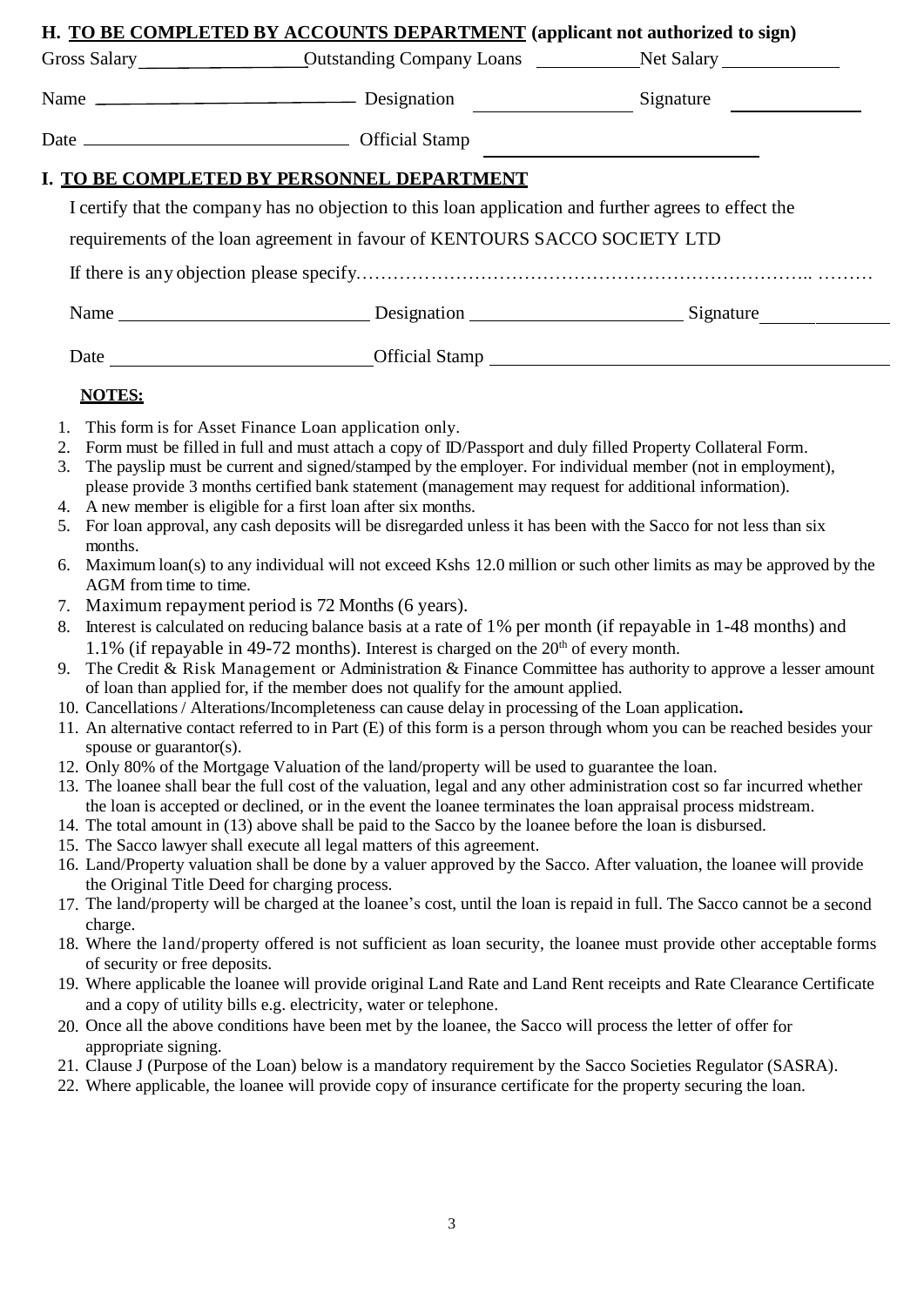## H. TO BE COMPLETED BY ACCOUNTS DEPARTMENT (applicant not authorized to sign)

Gross Salary ________________ Outstanding Company Loans ____________ Net Salary ____________

Name ____________________________ Designation ________________ Signature ______________

Date ____________________________ Official Stamp ____________________________

## I. TO BE COMPLETED BY PERSONNEL DEPARTMENT

I certify that the company has no objection to this loan application and further agrees to effect the requirements of the loan agreement in favour of KENTOURS SACCO SOCIETY LTD

If there is any objection please specify………………………………………………………………….. ………

Name ____________________________ Designation ________________________ Signature ______________

Date ____________________________ Official Stamp ____________________________________________

**NOTES:**

1. This form is for Asset Finance Loan application only.
2. Form must be filled in full and must attach a copy of ID/Passport and duly filled Property Collateral Form.
3. The payslip must be current and signed/stamped by the employer. For individual member (not in employment), please provide 3 months certified bank statement (management may request for additional information).
4. A new member is eligible for a first loan after six months.
5. For loan approval, any cash deposits will be disregarded unless it has been with the Sacco for not less than six months.
6. Maximum loan(s) to any individual will not exceed Kshs 12.0 million or such other limits as may be approved by the AGM from time to time.
7. Maximum repayment period is 72 Months (6 years).
8. Interest is calculated on reducing balance basis at a rate of 1% per month (if repayable in 1-48 months) and 1.1% (if repayable in 49-72 months). Interest is charged on the 20th of every month.
9. The Credit & Risk Management or Administration & Finance Committee has authority to approve a lesser amount of loan than applied for, if the member does not qualify for the amount applied.
10. Cancellations / Alterations/Incompleteness can cause delay in processing of the Loan application**.**
11. An alternative contact referred to in Part (E) of this form is a person through whom you can be reached besides your spouse or guarantor(s).
12. Only 80% of the Mortgage Valuation of the land/property will be used to guarantee the loan.
13. The loanee shall bear the full cost of the valuation, legal and any other administration cost so far incurred whether the loan is accepted or declined, or in the event the loanee terminates the loan appraisal process midstream.
14. The total amount in (13) above shall be paid to the Sacco by the loanee before the loan is disbursed.
15. The Sacco lawyer shall execute all legal matters of this agreement.
16. Land/Property valuation shall be done by a valuer approved by the Sacco. After valuation, the loanee will provide the Original Title Deed for charging process.
17. The land/property will be charged at the loanee's cost, until the loan is repaid in full. The Sacco cannot be a second charge.
18. Where the land/property offered is not sufficient as loan security, the loanee must provide other acceptable forms of security or free deposits.
19. Where applicable the loanee will provide original Land Rate and Land Rent receipts and Rate Clearance Certificate and a copy of utility bills e.g. electricity, water or telephone.
20. Once all the above conditions have been met by the loanee, the Sacco will process the letter of offer for appropriate signing.
21. Clause J (Purpose of the Loan) below is a mandatory requirement by the Sacco Societies Regulator (SASRA).
22. Where applicable, the loanee will provide copy of insurance certificate for the property securing the loan.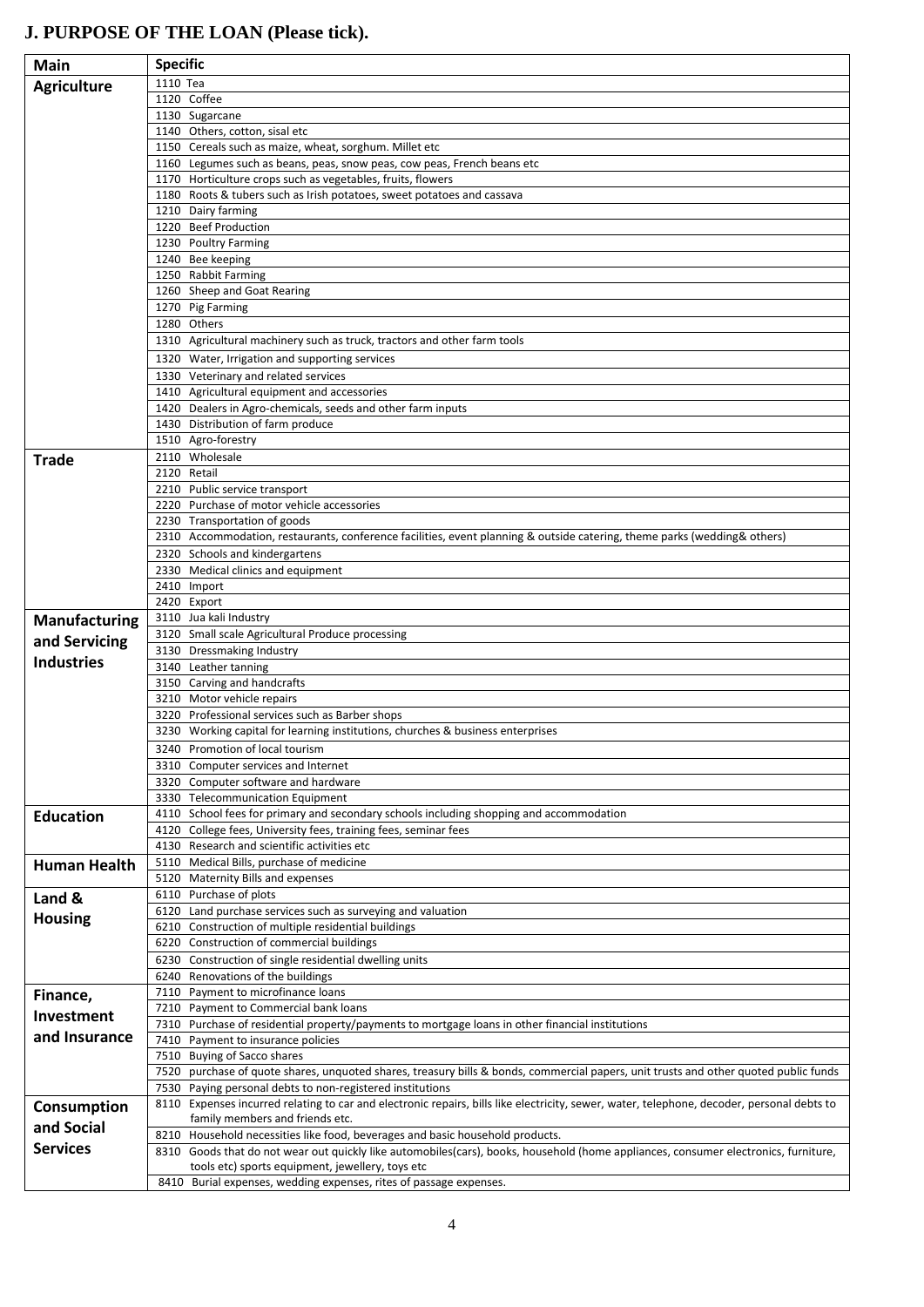## J. PURPOSE OF THE LOAN (Please tick).

| Main | Specific |
|---|---|
| **Agriculture** | 1110 Tea |
| | 1120 Coffee |
| | 1130 Sugarcane |
| | 1140 Others, cotton, sisal etc |
| | 1150 Cereals such as maize, wheat, sorghum. Millet etc |
| | 1160 Legumes such as beans, peas, snow peas, cow peas, French beans etc |
| | 1170 Horticulture crops such as vegetables, fruits, flowers |
| | 1180 Roots & tubers such as Irish potatoes, sweet potatoes and cassava |
| | 1210 Dairy farming |
| | 1220 Beef Production |
| | 1230 Poultry Farming |
| | 1240 Bee keeping |
| | 1250 Rabbit Farming |
| | 1260 Sheep and Goat Rearing |
| | 1270 Pig Farming |
| | 1280 Others |
| | 1310 Agricultural machinery such as truck, tractors and other farm tools |
| | 1320 Water, Irrigation and supporting services |
| | 1330 Veterinary and related services |
| | 1410 Agricultural equipment and accessories |
| | 1420 Dealers in Agro-chemicals, seeds and other farm inputs |
| | 1430 Distribution of farm produce |
| | 1510 Agro-forestry |
| **Trade** | 2110 Wholesale |
| | 2120 Retail |
| | 2210 Public service transport |
| | 2220 Purchase of motor vehicle accessories |
| | 2230 Transportation of goods |
| | 2310 Accommodation, restaurants, conference facilities, event planning & outside catering, theme parks (wedding& others) |
| | 2320 Schools and kindergartens |
| | 2330 Medical clinics and equipment |
| | 2410 Import |
| | 2420 Export |
| **Manufacturing and Servicing Industries** | 3110 Jua kali Industry |
| | 3120 Small scale Agricultural Produce processing |
| | 3130 Dressmaking Industry |
| | 3140 Leather tanning |
| | 3150 Carving and handcrafts |
| | 3210 Motor vehicle repairs |
| | 3220 Professional services such as Barber shops |
| | 3230 Working capital for learning institutions, churches & business enterprises |
| | 3240 Promotion of local tourism |
| | 3310 Computer services and Internet |
| | 3320 Computer software and hardware |
| | 3330 Telecommunication Equipment |
| **Education** | 4110 School fees for primary and secondary schools including shopping and accommodation |
| | 4120 College fees, University fees, training fees, seminar fees |
| | 4130 Research and scientific activities etc |
| **Human Health** | 5110 Medical Bills, purchase of medicine |
| | 5120 Maternity Bills and expenses |
| **Land & Housing** | 6110 Purchase of plots |
| | 6120 Land purchase services such as surveying and valuation |
| | 6210 Construction of multiple residential buildings |
| | 6220 Construction of commercial buildings |
| | 6230 Construction of single residential dwelling units |
| | 6240 Renovations of the buildings |
| **Finance, Investment and Insurance** | 7110 Payment to microfinance loans |
| | 7210 Payment to Commercial bank loans |
| | 7310 Purchase of residential property/payments to mortgage loans in other financial institutions |
| | 7410 Payment to insurance policies |
| | 7510 Buying of Sacco shares |
| | 7520 purchase of quote shares, unquoted shares, treasury bills & bonds, commercial papers, unit trusts and other quoted public funds |
| | 7530 Paying personal debts to non-registered institutions |
| **Consumption and Social Services** | 8110 Expenses incurred relating to car and electronic repairs, bills like electricity, sewer, water, telephone, decoder, personal debts to family members and friends etc. |
| | 8210 Household necessities like food, beverages and basic household products. |
| | 8310 Goods that do not wear out quickly like automobiles(cars), books, household (home appliances, consumer electronics, furniture, tools etc) sports equipment, jewellery, toys etc |
| | 8410 Burial expenses, wedding expenses, rites of passage expenses. |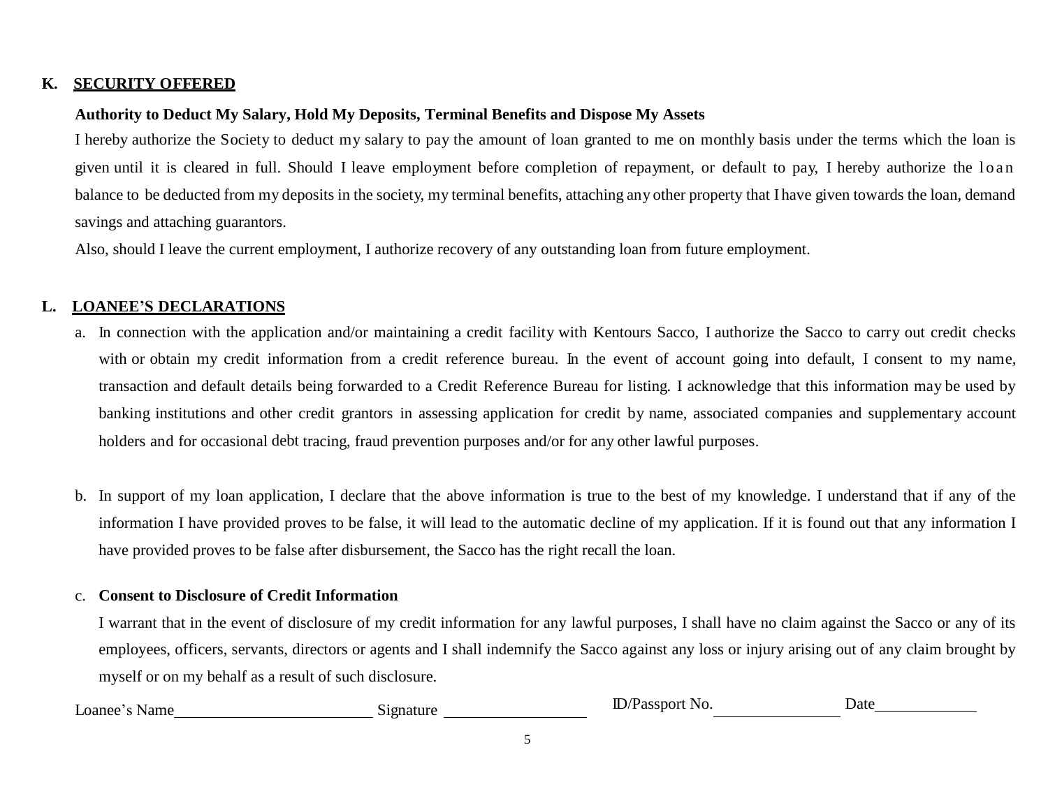## K. SECURITY OFFERED

**Authority to Deduct My Salary, Hold My Deposits, Terminal Benefits and Dispose My Assets**

I hereby authorize the Society to deduct my salary to pay the amount of loan granted to me on monthly basis under the terms which the loan is given until it is cleared in full. Should I leave employment before completion of repayment, or default to pay, I hereby authorize the loan balance to be deducted from my deposits in the society, my terminal benefits, attaching any other property that I have given towards the loan, demand savings and attaching guarantors.

Also, should I leave the current employment, I authorize recovery of any outstanding loan from future employment.

## L. LOANEE'S DECLARATIONS

a. In connection with the application and/or maintaining a credit facility with Kentours Sacco, I authorize the Sacco to carry out credit checks with or obtain my credit information from a credit reference bureau. In the event of account going into default, I consent to my name, transaction and default details being forwarded to a Credit Reference Bureau for listing. I acknowledge that this information may be used by banking institutions and other credit grantors in assessing application for credit by name, associated companies and supplementary account holders and for occasional debt tracing, fraud prevention purposes and/or for any other lawful purposes.

b. In support of my loan application, I declare that the above information is true to the best of my knowledge. I understand that if any of the information I have provided proves to be false, it will lead to the automatic decline of my application. If it is found out that any information I have provided proves to be false after disbursement, the Sacco has the right recall the loan.

c. **Consent to Disclosure of Credit Information**

   I warrant that in the event of disclosure of my credit information for any lawful purposes, I shall have no claim against the Sacco or any of its employees, officers, servants, directors or agents and I shall indemnify the Sacco against any loss or injury arising out of any claim brought by myself or on my behalf as a result of such disclosure.

Loanee's Name________________________ Signature _________________ ID/Passport No.________________ Date____________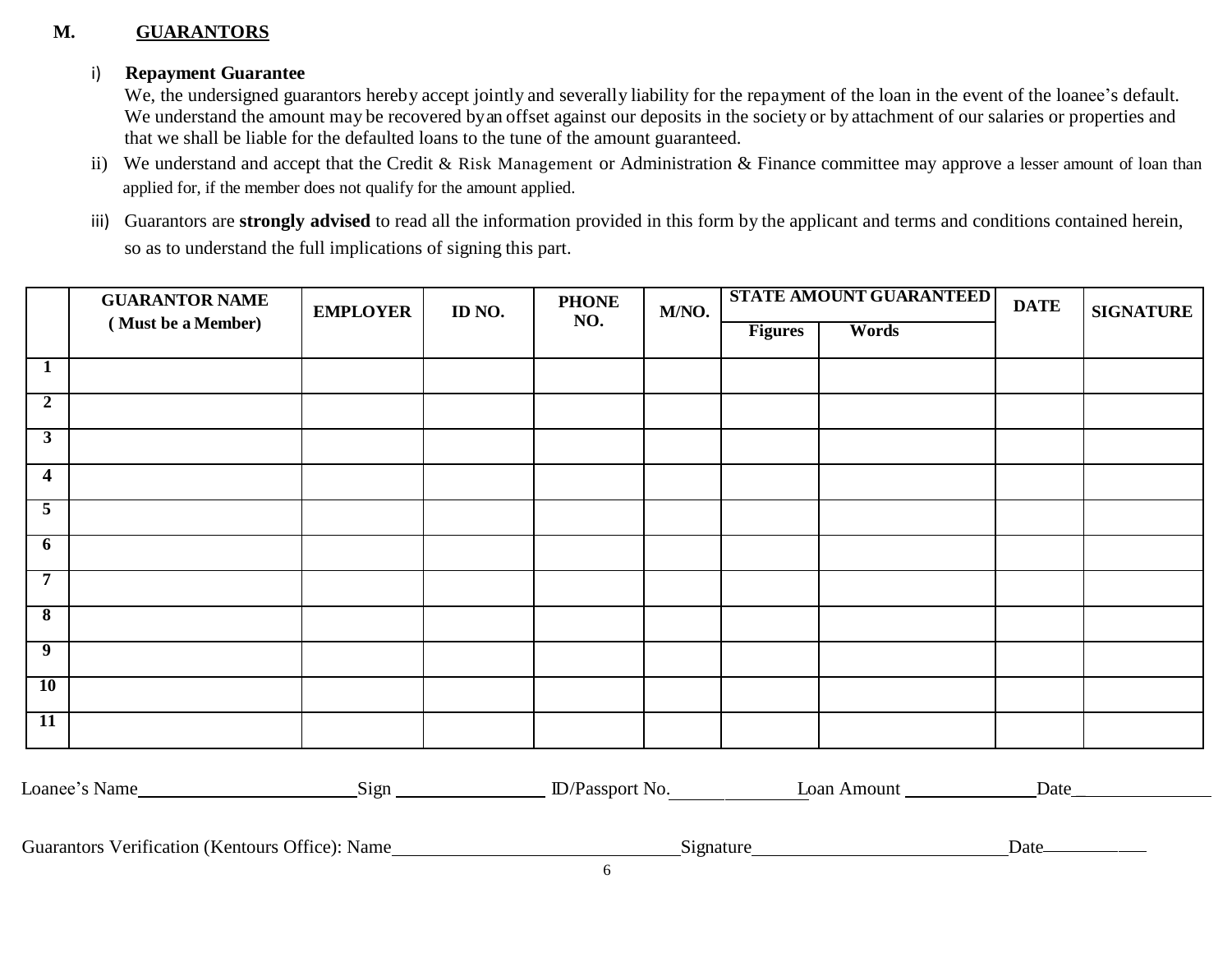## M. GUARANTORS

i) **Repayment Guarantee**
We, the undersigned guarantors hereby accept jointly and severally liability for the repayment of the loan in the event of the loanee's default. We understand the amount may be recovered byan offset against our deposits in the society or by attachment of our salaries or properties and that we shall be liable for the defaulted loans to the tune of the amount guaranteed.

ii) We understand and accept that the Credit & Risk Management or Administration & Finance committee may approve a lesser amount of loan than applied for, if the member does not qualify for the amount applied.

iii) Guarantors are **strongly advised** to read all the information provided in this form by the applicant and terms and conditions contained herein, so as to understand the full implications of signing this part.

| | **GUARANTOR NAME ( Must be a Member)** | **EMPLOYER** | **ID NO.** | **PHONE NO.** | **M/NO.** | **STATE AMOUNT GUARANTEED** | | **DATE** | **SIGNATURE** |
|---|---|---|---|---|---|---|---|---|---|
| | | | | | | **Figures** | **Words** | | |
| **1** | | | | | | | | | |
| **2** | | | | | | | | | |
| **3** | | | | | | | | | |
| **4** | | | | | | | | | |
| **5** | | | | | | | | | |
| **6** | | | | | | | | | |
| **7** | | | | | | | | | |
| **8** | | | | | | | | | |
| **9** | | | | | | | | | |
| **10** | | | | | | | | | |
| **11** | | | | | | | | | |

Loanee's Name________________________Sign ________________ ID/Passport No.________________Loan Amount ______________Date_______________

Guarantors Verification (Kentours Office): Name_______________________________Signature____________________________Date___________